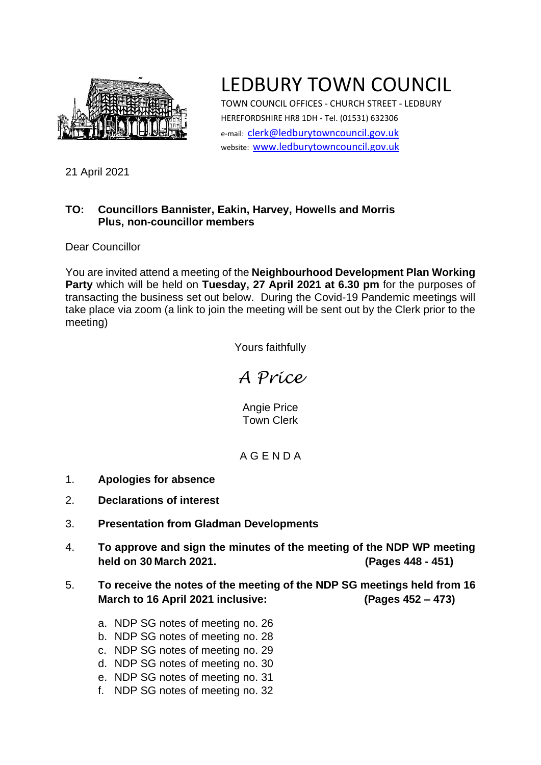# LEDBURY TOWN COUNCIL

TOWN COUNCIL OFFICES - CHURCH STREET - LEDBURY
HEREFORDSHIRE HR8 1DH - Tel. (01531) 632306
e-mail: clerk@ledburytowncouncil.gov.uk
website: www.ledburytowncouncil.gov.uk

21 April 2021

**TO: Councillors Bannister, Eakin, Harvey, Howells and Morris**
**Plus, non-councillor members**

Dear Councillor

You are invited attend a meeting of the **Neighbourhood Development Plan Working Party** which will be held on **Tuesday, 27 April 2021 at 6.30 pm** for the purposes of transacting the business set out below. During the Covid-19 Pandemic meetings will take place via zoom (a link to join the meeting will be sent out by the Clerk prior to the meeting)

Yours faithfully

*A Price*

Angie Price
Town Clerk

## A G E N D A

1. **Apologies for absence**
2. **Declarations of interest**
3. **Presentation from Gladman Developments**
4. **To approve and sign the minutes of the meeting of the NDP WP meeting held on 30 March 2021. (Pages 448 - 451)**
5. **To receive the notes of the meeting of the NDP SG meetings held from 16 March to 16 April 2021 inclusive: (Pages 452 – 473)**

   a. NDP SG notes of meeting no. 26
   b. NDP SG notes of meeting no. 28
   c. NDP SG notes of meeting no. 29
   d. NDP SG notes of meeting no. 30
   e. NDP SG notes of meeting no. 31
   f. NDP SG notes of meeting no. 32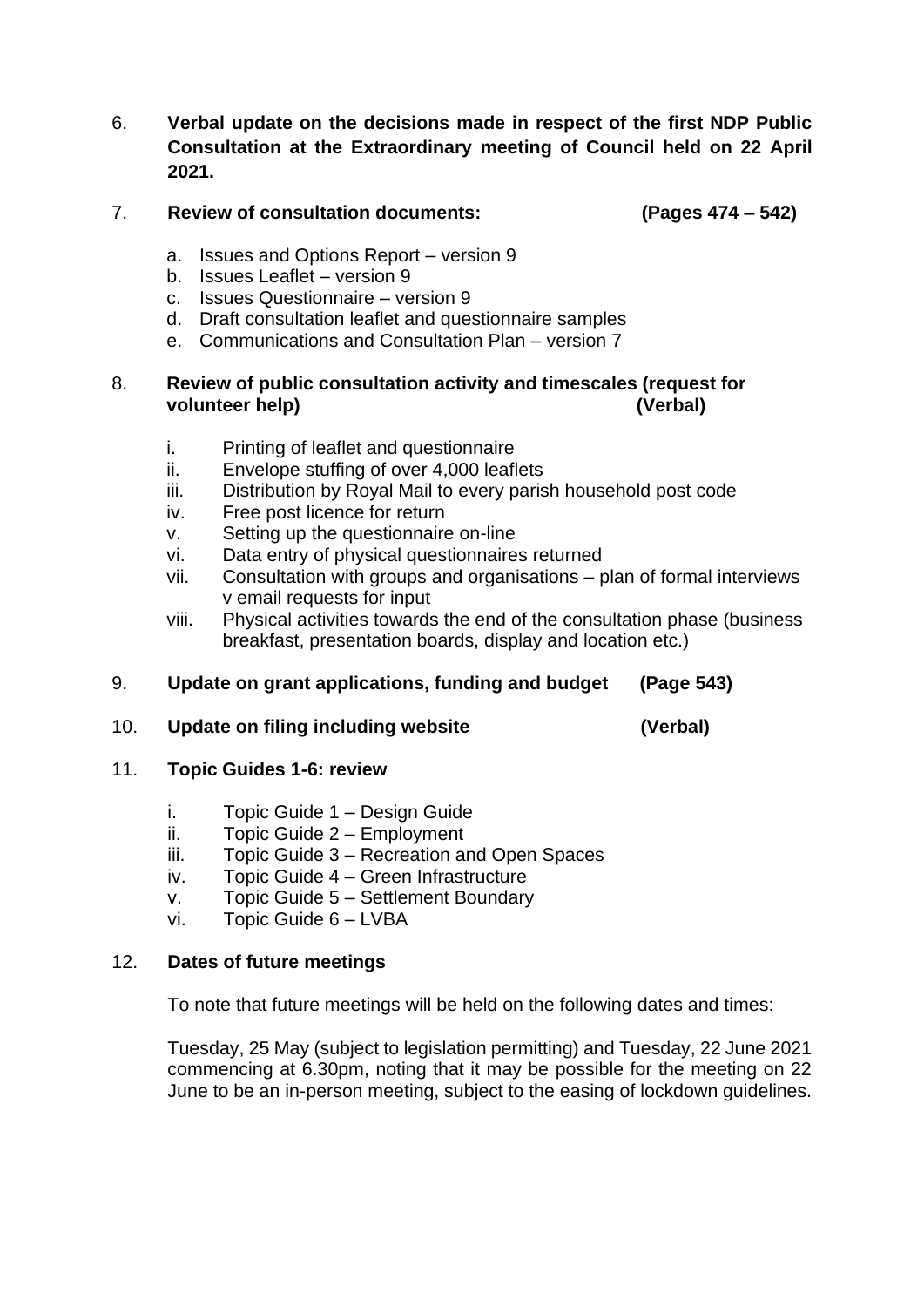6. **Verbal update on the decisions made in respect of the first NDP Public Consultation at the Extraordinary meeting of Council held on 22 April 2021.**

7. **Review of consultation documents: (Pages 474 – 542)**

   a. Issues and Options Report – version 9
   b. Issues Leaflet – version 9
   c. Issues Questionnaire – version 9
   d. Draft consultation leaflet and questionnaire samples
   e. Communications and Consultation Plan – version 7

8. **Review of public consultation activity and timescales (request for volunteer help) (Verbal)**

   i. Printing of leaflet and questionnaire
   ii. Envelope stuffing of over 4,000 leaflets
   iii. Distribution by Royal Mail to every parish household post code
   iv. Free post licence for return
   v. Setting up the questionnaire on-line
   vi. Data entry of physical questionnaires returned
   vii. Consultation with groups and organisations – plan of formal interviews v email requests for input
   viii. Physical activities towards the end of the consultation phase (business breakfast, presentation boards, display and location etc.)

9. **Update on grant applications, funding and budget (Page 543)**

10. **Update on filing including website (Verbal)**

11. **Topic Guides 1-6: review**

    i. Topic Guide 1 – Design Guide
    ii. Topic Guide 2 – Employment
    iii. Topic Guide 3 – Recreation and Open Spaces
    iv. Topic Guide 4 – Green Infrastructure
    v. Topic Guide 5 – Settlement Boundary
    vi. Topic Guide 6 – LVBA

12. **Dates of future meetings**

    To note that future meetings will be held on the following dates and times:

    Tuesday, 25 May (subject to legislation permitting) and Tuesday, 22 June 2021 commencing at 6.30pm, noting that it may be possible for the meeting on 22 June to be an in-person meeting, subject to the easing of lockdown guidelines.